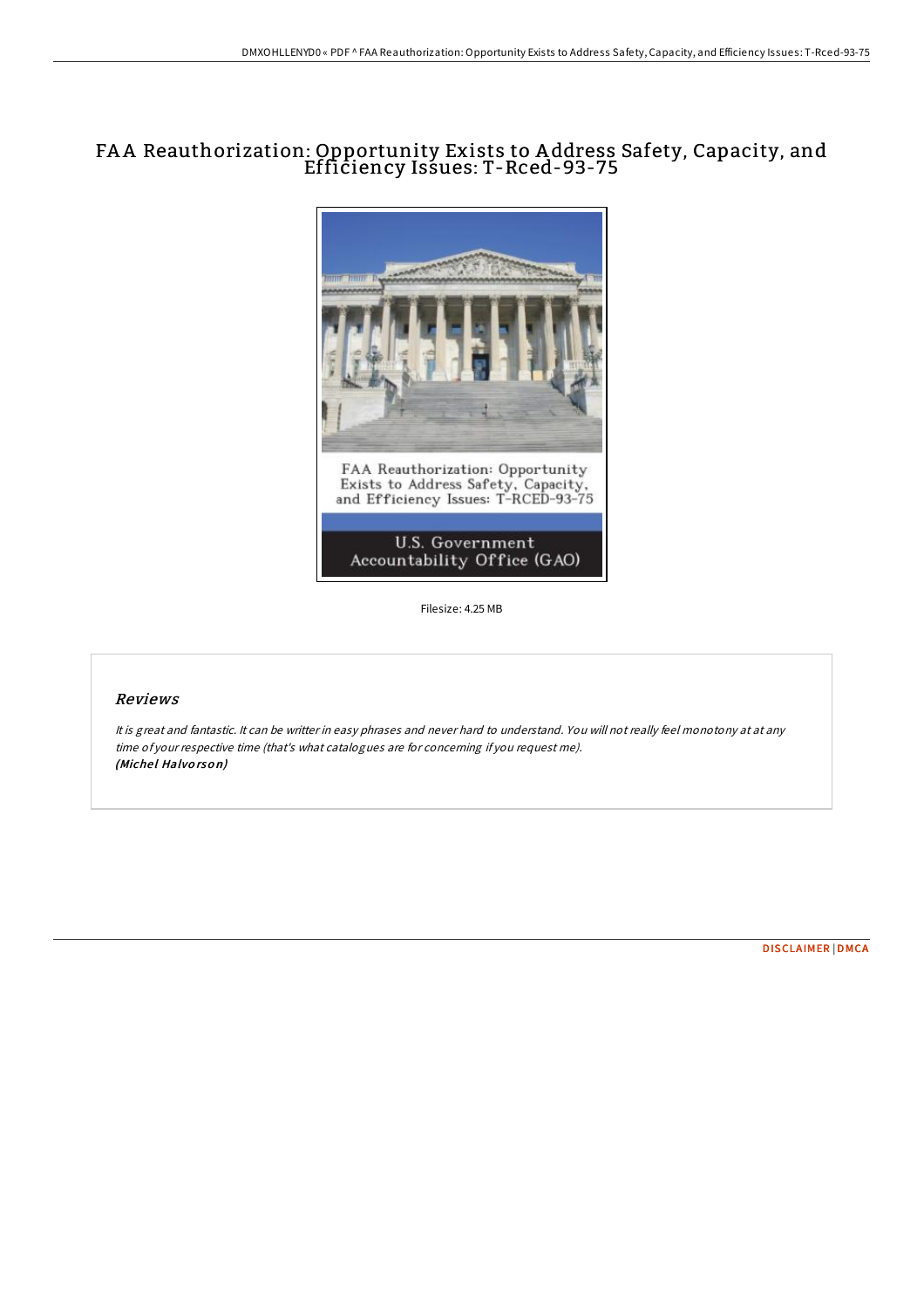# FAA Reauthorization: Opportunity Exists to Address Safety, Capacity, and Efficiency Issues: T-Rced-93-75

Filesize: 4.25 MB

## Reviews

*It is great and fantastic. It can be writter in easy phrases and never hard to understand. You will not really feel monotony at at any time of your respective time (that's what catalogues are for concerning if you request me).*
***(Michel Halvorson)***

DISCLAIMER | DMCA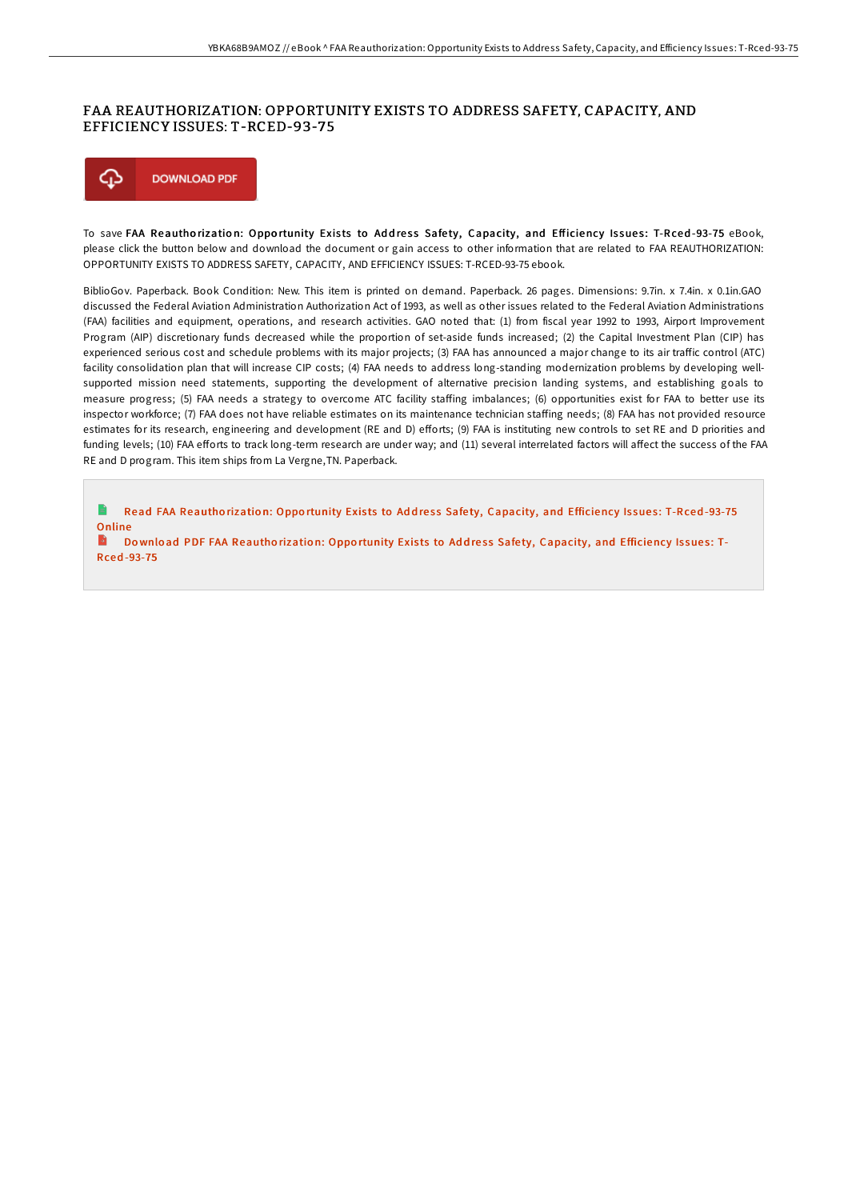# FAA REAUTHORIZATION: OPPORTUNITY EXISTS TO ADDRESS SAFETY, CAPACITY, AND EFFICIENCY ISSUES: T-RCED-93-75

DOWNLOAD PDF

To save **FAA Reauthorization: Opportunity Exists to Address Safety, Capacity, and Efficiency Issues: T-Rced-93-75** eBook, please click the button below and download the document or gain access to other information that are related to FAA REAUTHORIZATION: OPPORTUNITY EXISTS TO ADDRESS SAFETY, CAPACITY, AND EFFICIENCY ISSUES: T-RCED-93-75 ebook.

BiblioGov. Paperback. Book Condition: New. This item is printed on demand. Paperback. 26 pages. Dimensions: 9.7in. x 7.4in. x 0.1in.GAO discussed the Federal Aviation Administration Authorization Act of 1993, as well as other issues related to the Federal Aviation Administrations (FAA) facilities and equipment, operations, and research activities. GAO noted that: (1) from fiscal year 1992 to 1993, Airport Improvement Program (AIP) discretionary funds decreased while the proportion of set-aside funds increased; (2) the Capital Investment Plan (CIP) has experienced serious cost and schedule problems with its major projects; (3) FAA has announced a major change to its air traffic control (ATC) facility consolidation plan that will increase CIP costs; (4) FAA needs to address long-standing modernization problems by developing well-supported mission need statements, supporting the development of alternative precision landing systems, and establishing goals to measure progress; (5) FAA needs a strategy to overcome ATC facility staffing imbalances; (6) opportunities exist for FAA to better use its inspector workforce; (7) FAA does not have reliable estimates on its maintenance technician staffing needs; (8) FAA has not provided resource estimates for its research, engineering and development (RE and D) efforts; (9) FAA is instituting new controls to set RE and D priorities and funding levels; (10) FAA efforts to track long-term research are under way; and (11) several interrelated factors will affect the success of the FAA RE and D program. This item ships from La Vergne,TN. Paperback.

Read FAA Reauthorization: Opportunity Exists to Address Safety, Capacity, and Efficiency Issues: T-Rced-93-75 Online

Download PDF FAA Reauthorization: Opportunity Exists to Address Safety, Capacity, and Efficiency Issues: T-Rced-93-75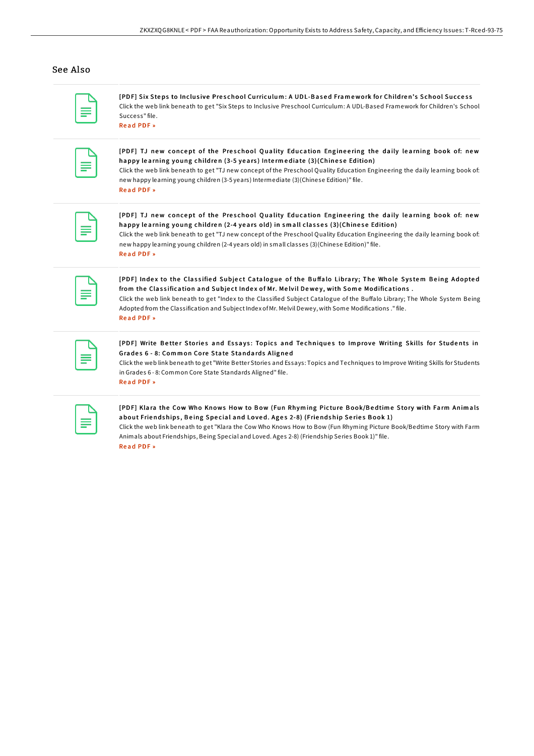## See Also

**[PDF] Six Steps to Inclusive Preschool Curriculum: A UDL-Based Framework for Children's School Success**

Click the web link beneath to get "Six Steps to Inclusive Preschool Curriculum: A UDL-Based Framework for Children's School Success" file.

Read PDF »

**[PDF] TJ new concept of the Preschool Quality Education Engineering the daily learning book of: new happy learning young children (3-5 years) Intermediate (3)(Chinese Edition)**

Click the web link beneath to get "TJ new concept of the Preschool Quality Education Engineering the daily learning book of: new happy learning young children (3-5 years) Intermediate (3)(Chinese Edition)" file.

Read PDF »

**[PDF] TJ new concept of the Preschool Quality Education Engineering the daily learning book of: new happy learning young children (2-4 years old) in small classes (3)(Chinese Edition)**

Click the web link beneath to get "TJ new concept of the Preschool Quality Education Engineering the daily learning book of: new happy learning young children (2-4 years old) in small classes (3)(Chinese Edition)" file.

Read PDF »

**[PDF] Index to the Classified Subject Catalogue of the Buffalo Library; The Whole System Being Adopted from the Classification and Subject Index of Mr. Melvil Dewey, with Some Modifications .**

Click the web link beneath to get "Index to the Classified Subject Catalogue of the Buffalo Library; The Whole System Being Adopted from the Classification and Subject Index of Mr. Melvil Dewey, with Some Modifications ." file.

Read PDF »

**[PDF] Write Better Stories and Essays: Topics and Techniques to Improve Writing Skills for Students in Grades 6 - 8: Common Core State Standards Aligned**

Click the web link beneath to get "Write Better Stories and Essays: Topics and Techniques to Improve Writing Skills for Students in Grades 6 - 8: Common Core State Standards Aligned" file.

Read PDF »

**[PDF] Klara the Cow Who Knows How to Bow (Fun Rhyming Picture Book/Bedtime Story with Farm Animals about Friendships, Being Special and Loved. Ages 2-8) (Friendship Series Book 1)**

Click the web link beneath to get "Klara the Cow Who Knows How to Bow (Fun Rhyming Picture Book/Bedtime Story with Farm Animals about Friendships, Being Special and Loved. Ages 2-8) (Friendship Series Book 1)" file.

Read PDF »